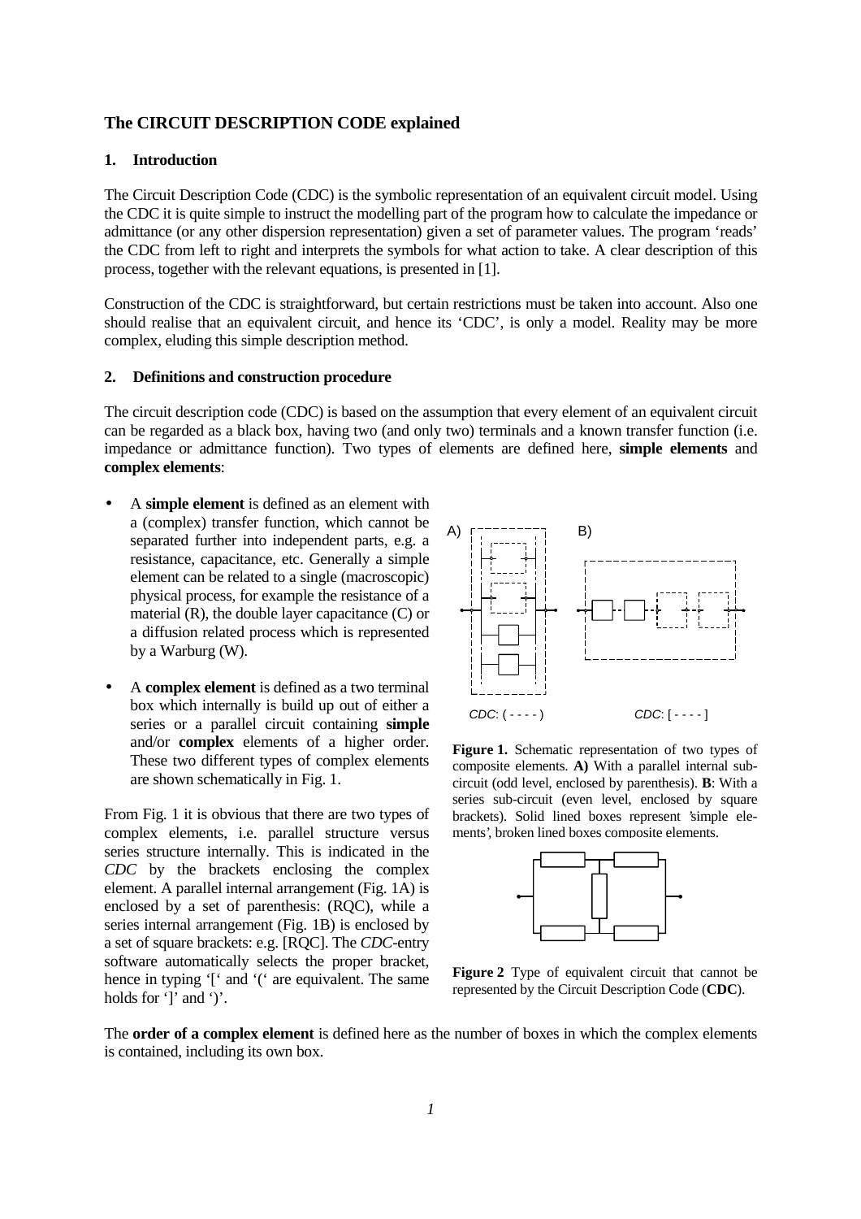## The CIRCUIT DESCRIPTION CODE explained

### 1. Introduction

The Circuit Description Code (CDC) is the symbolic representation of an equivalent circuit model. Using the CDC it is quite simple to instruct the modelling part of the program how to calculate the impedance or admittance (or any other dispersion representation) given a set of parameter values. The program 'reads' the CDC from left to right and interprets the symbols for what action to take. A clear description of this process, together with the relevant equations, is presented in [1].

Construction of the CDC is straightforward, but certain restrictions must be taken into account. Also one should realise that an equivalent circuit, and hence its 'CDC', is only a model. Reality may be more complex, eluding this simple description method.

### 2. Definitions and construction procedure

The circuit description code (CDC) is based on the assumption that every element of an equivalent circuit can be regarded as a black box, having two (and only two) terminals and a known transfer function (i.e. impedance or admittance function). Two types of elements are defined here, **simple elements** and **complex elements**:

- A **simple element** is defined as an element with a (complex) transfer function, which cannot be separated further into independent parts, e.g. a resistance, capacitance, etc. Generally a simple element can be related to a single (macroscopic) physical process, for example the resistance of a material (R), the double layer capacitance (C) or a diffusion related process which is represented by a Warburg (W).
- A **complex element** is defined as a two terminal box which internally is build up out of either a series or a parallel circuit containing **simple** and/or **complex** elements of a higher order. These two different types of complex elements are shown schematically in Fig. 1.

A) *CDC*: ( - - - - ) B) *CDC*: [ - - - - ]

**Figure 1.** Schematic representation of two types of composite elements. **A)** With a parallel internal sub-circuit (odd level, enclosed by parenthesis). **B**: With a series sub-circuit (even level, enclosed by square brackets). Solid lined boxes represent 'simple elements', broken lined boxes composite elements.

**Figure 2** Type of equivalent circuit that cannot be represented by the Circuit Description Code (**CDC**).

From Fig. 1 it is obvious that there are two types of complex elements, i.e. parallel structure versus series structure internally. This is indicated in the *CDC* by the brackets enclosing the complex element. A parallel internal arrangement (Fig. 1A) is enclosed by a set of parenthesis: (RQC), while a series internal arrangement (Fig. 1B) is enclosed by a set of square brackets: e.g. [RQC]. The *CDC*-entry software automatically selects the proper bracket, hence in typing '[' and '(' are equivalent. The same holds for ']' and ')'.

The **order of a complex element** is defined here as the number of boxes in which the complex elements is contained, including its own box.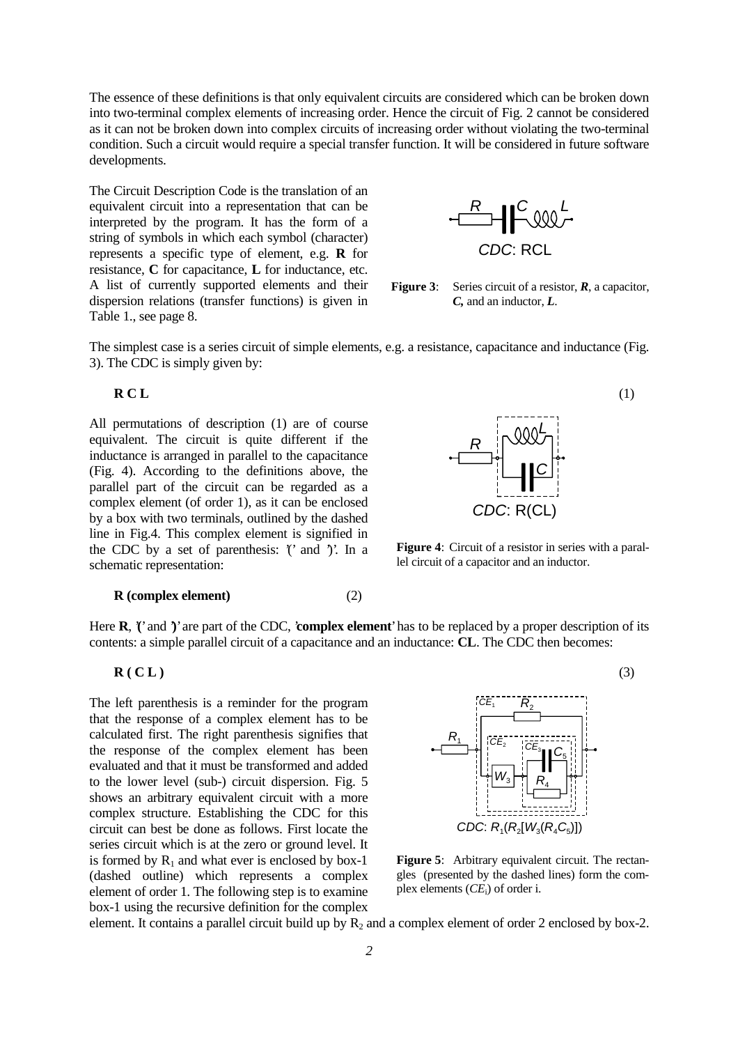The essence of these definitions is that only equivalent circuits are considered which can be broken down into two-terminal complex elements of increasing order. Hence the circuit of Fig. 2 cannot be considered as it can not be broken down into complex circuits of increasing order without violating the two-terminal condition. Such a circuit would require a special transfer function. It will be considered in future software developments.

The Circuit Description Code is the translation of an equivalent circuit into a representation that can be interpreted by the program. It has the form of a string of symbols in which each symbol (character) represents a specific type of element, e.g. **R** for resistance, **C** for capacitance, **L** for inductance, etc. A list of currently supported elements and their dispersion relations (transfer functions) is given in Table 1., see page 8.

*CDC*: RCL

**Figure 3**: Series circuit of a resistor, ***R***, a capacitor, ***C,*** and an inductor, ***L***.

The simplest case is a series circuit of simple elements, e.g. a resistance, capacitance and inductance (Fig. 3). The CDC is simply given by:

**R C L** (1)

All permutations of description (1) are of course equivalent. The circuit is quite different if the inductance is arranged in parallel to the capacitance (Fig. 4). According to the definitions above, the parallel part of the circuit can be regarded as a complex element (of order 1), as it can be enclosed by a box with two terminals, outlined by the dashed line in Fig.4. This complex element is signified in the CDC by a set of parenthesis: '(' and ')'. In a schematic representation:

*CDC*: R(CL)

**Figure 4**: Circuit of a resistor in series with a parallel circuit of a capacitor and an inductor.

**R (complex element)** (2)

Here **R**, '**(**' and '**)**' are part of the CDC, '**complex element**' has to be replaced by a proper description of its contents: a simple parallel circuit of a capacitance and an inductance: **CL**. The CDC then becomes:

**R ( C L )** (3)

The left parenthesis is a reminder for the program that the response of a complex element has to be calculated first. The right parenthesis signifies that the response of the complex element has been evaluated and that it must be transformed and added to the lower level (sub-) circuit dispersion. Fig. 5 shows an arbitrary equivalent circuit with a more complex structure. Establishing the CDC for this circuit can best be done as follows. First locate the series circuit which is at the zero or ground level. It is formed by $R_1$ and what ever is enclosed by box-1 (dashed outline) which represents a complex element of order 1. The following step is to examine box-1 using the recursive definition for the complex element. It contains a parallel circuit build up by $R_2$ and a complex element of order 2 enclosed by box-2.

*CDC*: $R_1(R_2[W_3(R_4C_5)])$

**Figure 5**: Arbitrary equivalent circuit. The rectangles (presented by the dashed lines) form the complex elements (*CE*$_i$) of order i.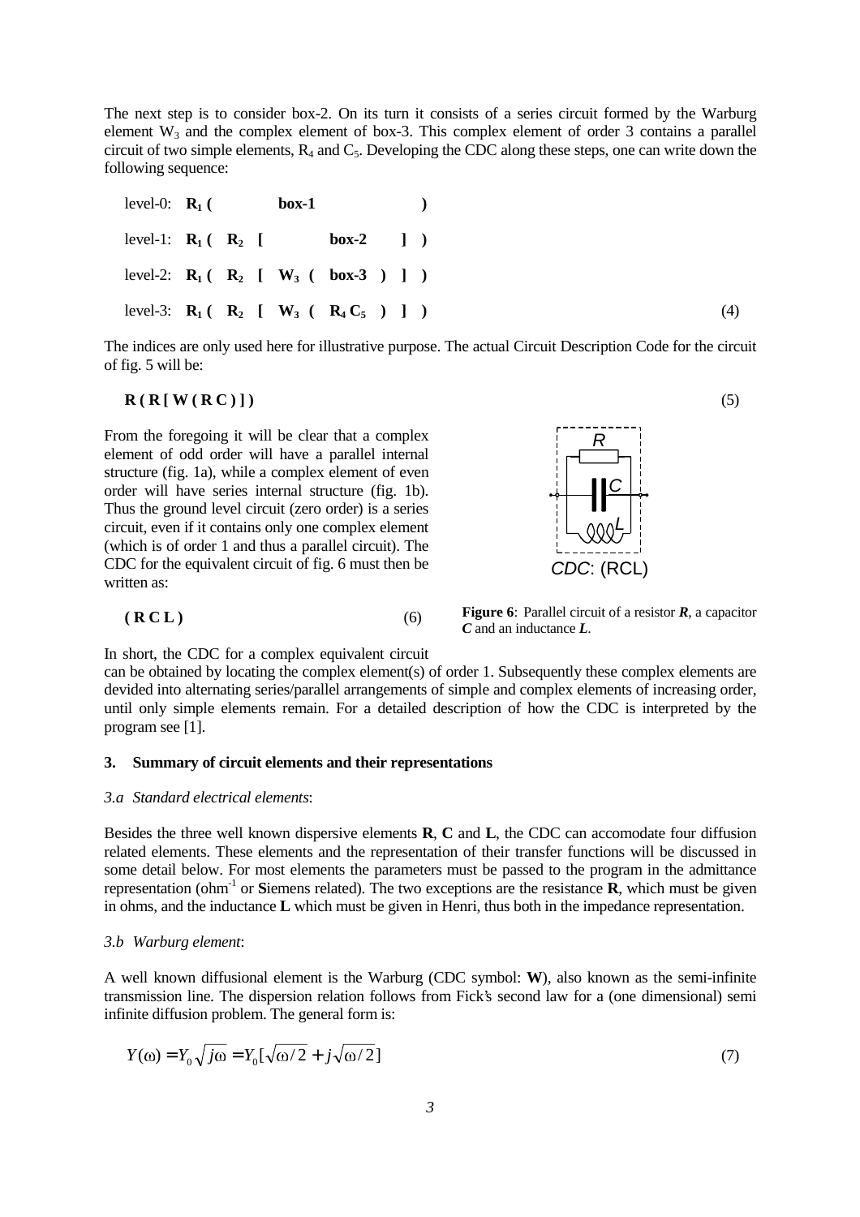The next step is to consider box-2. On its turn it consists of a series circuit formed by the Warburg element $W_3$ and the complex element of box-3. This complex element of order 3 contains a parallel circuit of two simple elements, $R_4$ and $C_5$. Developing the CDC along these steps, one can write down the following sequence:

$$
\begin{array}{llllllll}
\text{level-0:} & \mathbf{R_1\ (} & & \mathbf{box\text{-}1} & & & \mathbf{)} \\
\text{level-1:} & \mathbf{R_1\ (} & \mathbf{R_2\ [} & & \mathbf{box\text{-}2} & \mathbf{]} & \mathbf{)} \\
\text{level-2:} & \mathbf{R_1\ (} & \mathbf{R_2\ [} & \mathbf{W_3\ (} & \mathbf{box\text{-}3\ )} & \mathbf{]} & \mathbf{)} \\
\text{level-3:} & \mathbf{R_1\ (} & \mathbf{R_2\ [} & \mathbf{W_3\ (} & \mathbf{R_4\, C_5\ )} & \mathbf{]} & \mathbf{)}
\end{array} \tag{4}
$$

The indices are only used here for illustrative purpose. The actual Circuit Description Code for the circuit of fig. 5 will be:

$$\mathbf{R\ (\ R\ [\ W\ (\ R\ C\ )\ ]\ )} \tag{5}$$

From the foregoing it will be clear that a complex element of odd order will have a parallel internal structure (fig. 1a), while a complex element of even order will have series internal structure (fig. 1b). Thus the ground level circuit (zero order) is a series circuit, even if it contains only one complex element (which is of order 1 and thus a parallel circuit). The CDC for the equivalent circuit of fig. 6 must then be written as:

$$\mathbf{(\ R\ C\ L\ )} \tag{6}$$

*CDC*: (RCL)

**Figure 6**: Parallel circuit of a resistor ***R***, a capacitor ***C*** and an inductance ***L***.

In short, the CDC for a complex equivalent circuit can be obtained by locating the complex element(s) of order 1. Subsequently these complex elements are devided into alternating series/parallel arrangements of simple and complex elements of increasing order, until only simple elements remain. For a detailed description of how the CDC is interpreted by the program see [1].

## 3. Summary of circuit elements and their representations

### *3.a Standard electrical elements*:

Besides the three well known dispersive elements **R**, **C** and **L**, the CDC can accomodate four diffusion related elements. These elements and the representation of their transfer functions will be discussed in some detail below. For most elements the parameters must be passed to the program in the admittance representation (ohm$^{-1}$ or **S**iemens related). The two exceptions are the resistance **R**, which must be given in ohms, and the inductance **L** which must be given in Henri, thus both in the impedance representation.

### *3.b Warburg element*:

A well known diffusional element is the Warburg (CDC symbol: **W**), also known as the semi-infinite transmission line. The dispersion relation follows from Fick's second law for a (one dimensional) semi infinite diffusion problem. The general form is:

$$Y(\omega) = Y_0\sqrt{j\omega} = Y_0[\sqrt{\omega/2} + j\sqrt{\omega/2}] \tag{7}$$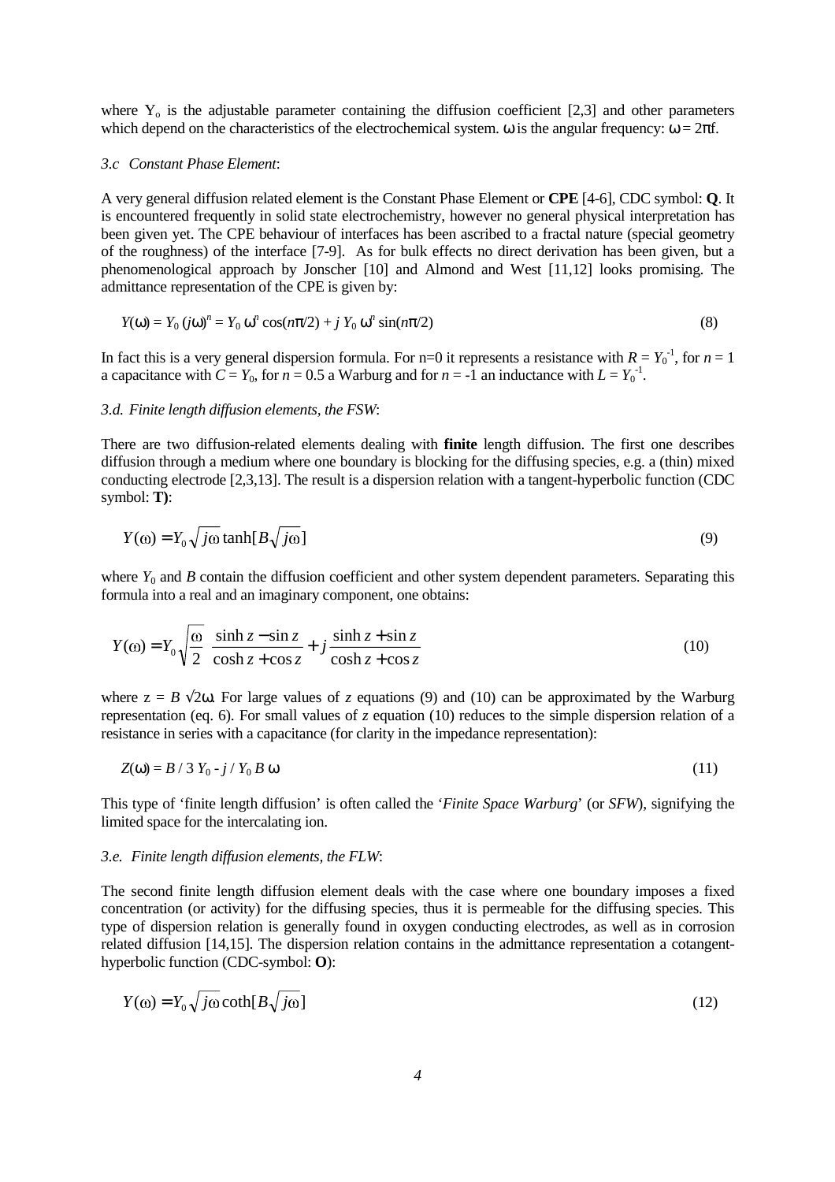where $Y_o$ is the adjustable parameter containing the diffusion coefficient [2,3] and other parameters which depend on the characteristics of the electrochemical system. $\omega$ is the angular frequency: $\omega = 2\pi f$.

### *3.c Constant Phase Element*:

A very general diffusion related element is the Constant Phase Element or **CPE** [4-6], CDC symbol: **Q**. It is encountered frequently in solid state electrochemistry, however no general physical interpretation has been given yet. The CPE behaviour of interfaces has been ascribed to a fractal nature (special geometry of the roughness) of the interface [7-9]. As for bulk effects no direct derivation has been given, but a phenomenological approach by Jonscher [10] and Almond and West [11,12] looks promising. The admittance representation of the CPE is given by:

$$Y(\omega) = Y_0 (j\omega)^n = Y_0\, \omega^n \cos(n\pi/2) + j\, Y_0\, \omega^n \sin(n\pi/2) \qquad (8)$$

In fact this is a very general dispersion formula. For n=0 it represents a resistance with $R = Y_0^{-1}$, for $n = 1$ a capacitance with $C = Y_0$, for $n = 0.5$ a Warburg and for $n = -1$ an inductance with $L = Y_0^{-1}$.

### *3.d. Finite length diffusion elements, the FSW*:

There are two diffusion-related elements dealing with **finite** length diffusion. The first one describes diffusion through a medium where one boundary is blocking for the diffusing species, e.g. a (thin) mixed conducting electrode [2,3,13]. The result is a dispersion relation with a tangent-hyperbolic function (CDC symbol: **T)**:

$$Y(\omega) = Y_0 \sqrt{j\omega}\tanh[B\sqrt{j\omega}] \qquad (9)$$

where $Y_0$ and $B$ contain the diffusion coefficient and other system dependent parameters. Separating this formula into a real and an imaginary component, one obtains:

$$Y(\omega) = Y_0 \sqrt{\frac{\omega}{2}} \left[ \frac{\sinh z - \sin z}{\cosh z + \cos z} + j\frac{\sinh z + \sin z}{\cosh z + \cos z} \right] \qquad (10)$$

where $z = B\sqrt{2\omega}$. For large values of $z$ equations (9) and (10) can be approximated by the Warburg representation (eq. 6). For small values of $z$ equation (10) reduces to the simple dispersion relation of a resistance in series with a capacitance (for clarity in the impedance representation):

$$Z(\omega) = B / 3\, Y_0 - j / Y_0\, B\, \omega \qquad (11)$$

This type of 'finite length diffusion' is often called the '*Finite Space Warburg*' (or *SFW*), signifying the limited space for the intercalating ion.

### *3.e. Finite length diffusion elements, the FLW*:

The second finite length diffusion element deals with the case where one boundary imposes a fixed concentration (or activity) for the diffusing species, thus it is permeable for the diffusing species. This type of dispersion relation is generally found in oxygen conducting electrodes, as well as in corrosion related diffusion [14,15]. The dispersion relation contains in the admittance representation a cotangent-hyperbolic function (CDC-symbol: **O**):

$$Y(\omega) = Y_0 \sqrt{j\omega}\coth[B\sqrt{j\omega}] \qquad (12)$$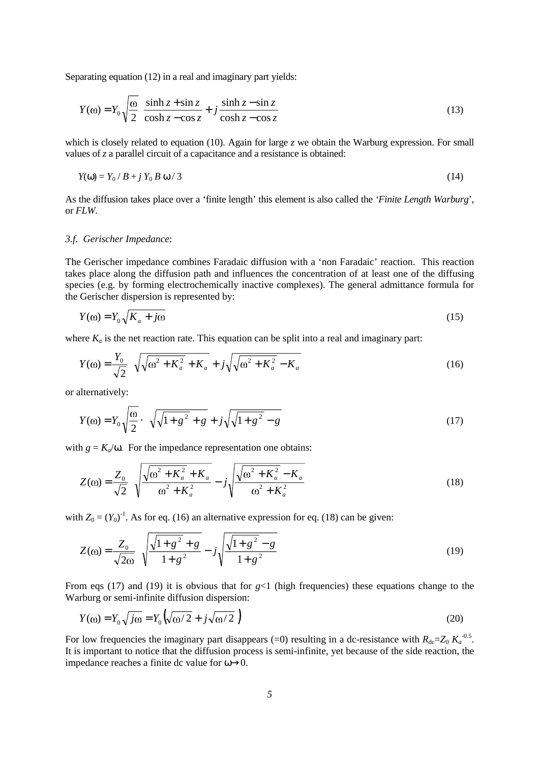Separating equation (12) in a real and imaginary part yields:

$$Y(\omega) = Y_0 \sqrt{\frac{\omega}{2}} \left( \frac{\sinh z + \sin z}{\cosh z - \cos z} + j \frac{\sinh z - \sin z}{\cosh z - \cos z} \right) \tag{13}$$

which is closely related to equation (10). Again for large $z$ we obtain the Warburg expression. For small values of $z$ a parallel circuit of a capacitance and a resistance is obtained:

$$Y(\omega) = Y_0 / B + j\, Y_0\, B\, \omega / 3 \tag{14}$$

As the diffusion takes place over a 'finite length' this element is also called the '*Finite Length Warburg*', or *FLW*.

*3.f. Gerischer Impedance*:

The Gerischer impedance combines Faradaic diffusion with a 'non Faradaic' reaction. This reaction takes place along the diffusion path and influences the concentration of at least one of the diffusing species (e.g. by forming electrochemically inactive complexes). The general admittance formula for the Gerischer dispersion is represented by:

$$Y(\omega) = Y_0 \sqrt{K_a + j\omega} \tag{15}$$

where $K_a$ is the net reaction rate. This equation can be split into a real and imaginary part:

$$Y(\omega) = \frac{Y_0}{\sqrt{2}} \left( \sqrt{\sqrt{\omega^2 + K_a^2} + K_a} + j \sqrt{\sqrt{\omega^2 + K_a^2} - K_a} \right) \tag{16}$$

or alternatively:

$$Y(\omega) = Y_0 \sqrt{\frac{\omega}{2}} \cdot \left( \sqrt{\sqrt{1+g^2} + g} + j \sqrt{\sqrt{1+g^2} - g} \right) \tag{17}$$

with $g = K_a/\omega$. For the impedance representation one obtains:

$$Z(\omega) = \frac{Z_0}{\sqrt{2}} \left( \sqrt{\frac{\sqrt{\omega^2 + K_a^2} + K_a}{\omega^2 + K_a^2}} - j \sqrt{\frac{\sqrt{\omega^2 + K_a^2} - K_a}{\omega^2 + K_a^2}} \right) \tag{18}$$

with $Z_0 = (Y_0)^{-1}$. As for eq. (16) an alternative expression for eq. (18) can be given:

$$Z(\omega) = \frac{Z_0}{\sqrt{2\omega}} \left( \sqrt{\frac{\sqrt{1+g^2} + g}{1+g^2}} - j \sqrt{\frac{\sqrt{1+g^2} - g}{1+g^2}} \right) \tag{19}$$

From eqs (17) and (19) it is obvious that for $g<1$ (high frequencies) these equations change to the Warburg or semi-infinite diffusion dispersion:

$$Y(\omega) = Y_0 \sqrt{j\omega} = Y_0 \left( \sqrt{\omega/2} + j \sqrt{\omega/2} \right) \tag{20}$$

For low frequencies the imaginary part disappears (=0) resulting in a dc-resistance with $R_{dc} = Z_0\, K_a^{-0.5}$. It is important to notice that the diffusion process is semi-infinite, yet because of the side reaction, the impedance reaches a finite dc value for $\omega \rightarrow 0$.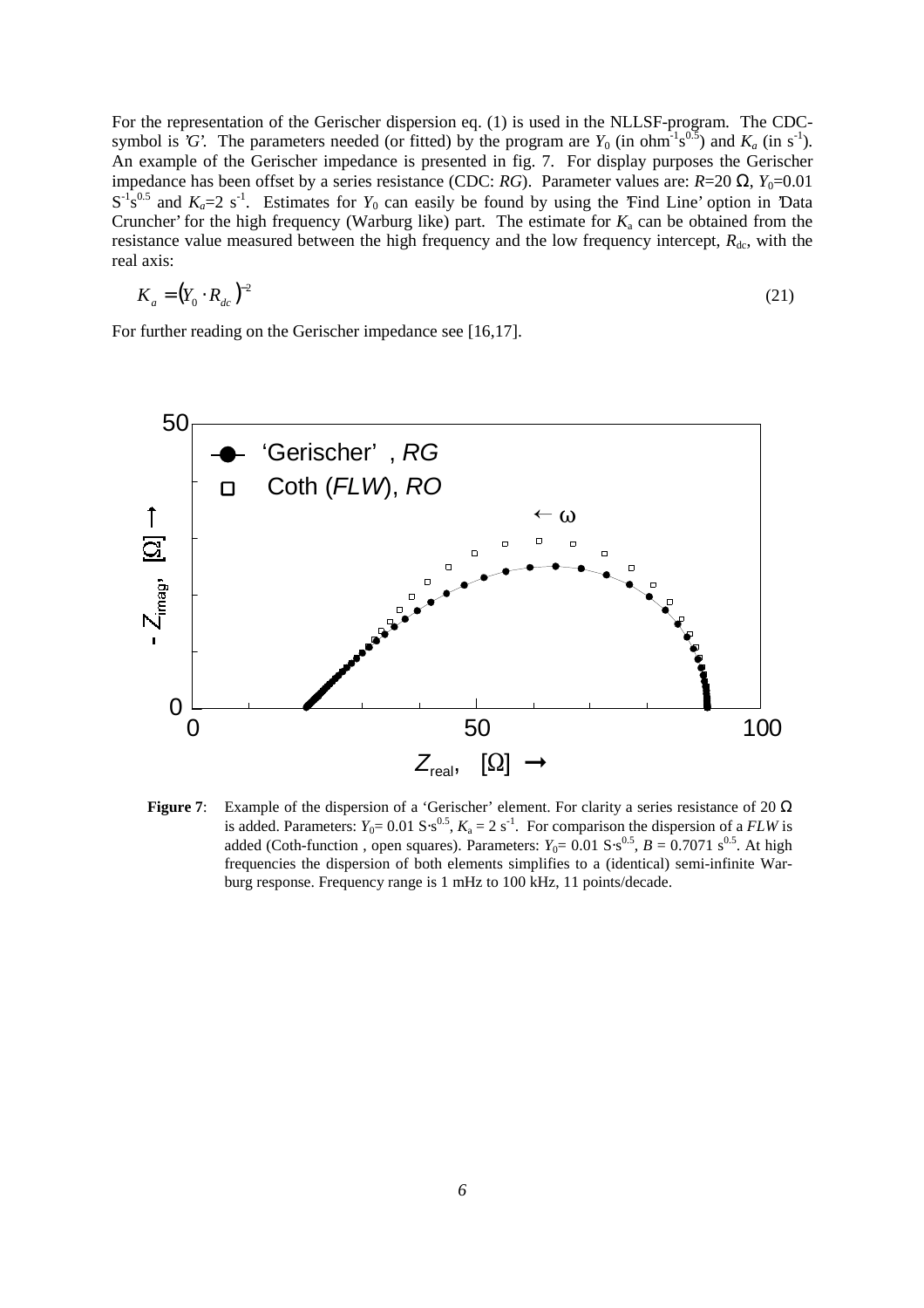For the representation of the Gerischer dispersion eq. (1) is used in the NLLSF-program. The CDC-symbol is 'G'. The parameters needed (or fitted) by the program are $Y_0$ (in $\text{ohm}^{-1}\text{s}^{0.5}$) and $K_a$ (in $\text{s}^{-1}$). An example of the Gerischer impedance is presented in fig. 7. For display purposes the Gerischer impedance has been offset by a series resistance (CDC: *RG*). Parameter values are: $R$=20 Ω, $Y_0$=0.01 $\text{S}^{-1}\text{s}^{0.5}$ and $K_a$=2 $\text{s}^{-1}$. Estimates for $Y_0$ can easily be found by using the 'Find Line' option in 'Data Cruncher' for the high frequency (Warburg like) part. The estimate for $K_a$ can be obtained from the resistance value measured between the high frequency and the low frequency intercept, $R_{dc}$, with the real axis:

$$K_a = \left(Y_0 \cdot R_{dc}\right)^{-2} \tag{21}$$

For further reading on the Gerischer impedance see [16,17].

**Figure 7**: Example of the dispersion of a 'Gerischer' element. For clarity a series resistance of 20 Ω is added. Parameters: $Y_0$= 0.01 $\text{S}\cdot\text{s}^{0.5}$, $K_a$ = 2 $\text{s}^{-1}$. For comparison the dispersion of a *FLW* is added (Coth-function , open squares). Parameters: $Y_0$= 0.01 $\text{S}\cdot\text{s}^{0.5}$, $B$ = 0.7071 $\text{s}^{0.5}$. At high frequencies the dispersion of both elements simplifies to a (identical) semi-infinite Warburg response. Frequency range is 1 mHz to 100 kHz, 11 points/decade.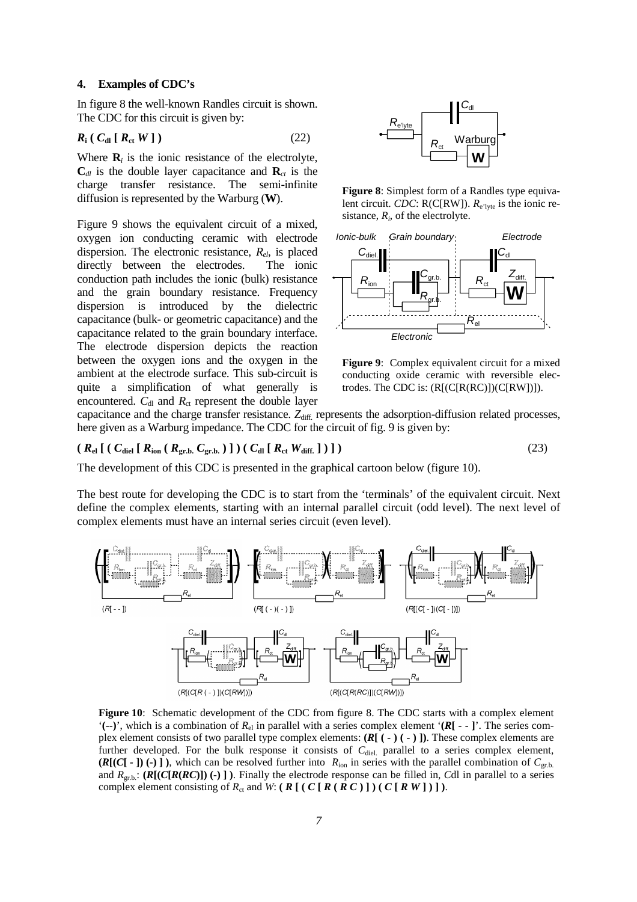## 4. Examples of CDC's

In figure 8 the well-known Randles circuit is shown. The CDC for this circuit is given by:

$$\mathbf{R_i\ (\ C_{dl}\ [\ R_{ct}\ W\ ]\ )} \qquad (22)$$

Where $\mathbf{R}_i$ is the ionic resistance of the electrolyte, $\mathbf{C}_{dl}$ is the double layer capacitance and $\mathbf{R}_{ct}$ is the charge transfer resistance. The semi-infinite diffusion is represented by the Warburg (**W**).

**Figure 8**: Simplest form of a Randles type equivalent circuit. *CDC*: R(C[RW]). $R_{e'lyte}$ is the ionic resistance, $R_i$, of the electrolyte.

Figure 9 shows the equivalent circuit of a mixed, oxygen ion conducting ceramic with electrode dispersion. The electronic resistance, $R_{el}$, is placed directly between the electrodes. The ionic conduction path includes the ionic (bulk) resistance and the grain boundary resistance. Frequency dispersion is introduced by the dielectric capacitance (bulk- or geometric capacitance) and the capacitance related to the grain boundary interface. The electrode dispersion depicts the reaction between the oxygen ions and the oxygen in the ambient at the electrode surface. This sub-circuit is quite a simplification of what generally is encountered. $C_{dl}$ and $R_{ct}$ represent the double layer capacitance and the charge transfer resistance. $Z_{diff.}$ represents the adsorption-diffusion related processes, here given as a Warburg impedance. The CDC for the circuit of fig. 9 is given by:

**Figure 9**: Complex equivalent circuit for a mixed conducting oxide ceramic with reversible electrodes. The CDC is: (R[(C[R(RC)])(C[RW])]).

$$\mathbf{(\ R_{el}\ [\ (\ C_{diel}\ [\ R_{ion}\ (\ R_{gr.b.}\ C_{gr.b.}\ )\ ]\ )\ (\ C_{dl}\ [\ R_{ct}\ W_{diff.}\ ]\ )\ ]\ )} \qquad (23)$$

The development of this CDC is presented in the graphical cartoon below (figure 10).

The best route for developing the CDC is to start from the 'terminals' of the equivalent circuit. Next define the complex elements, starting with an internal parallel circuit (odd level). The next level of complex elements must have an internal series circuit (even level).

**Figure 10**: Schematic development of the CDC from figure 8. The CDC starts with a complex element '**(--)**', which is a combination of $R_{el}$ in parallel with a series complex element '**(*R*[ - - ]**'. The series complex element consists of two parallel type complex elements: **(*R*[ ( - ) ( - ) ])**. These complex elements are further developed. For the bulk response it consists of $C_{diel.}$ parallel to a series complex element, **(*R*[(*C*[ - ]) (-) ] )**, which can be resolved further into $R_{ion}$ in series with the parallel combination of $C_{gr.b.}$ and $R_{gr.b.}$: **(*R*[(*C*[*R*(*RC*)]) (-) ] )**. Finally the electrode response can be filled in, *C*dl in parallel to a series complex element consisting of $R_{ct}$ and *W*: **( *R* [ ( *C* [ *R* ( *R C* ) ] ) ( *C* [ *R W* ] ) ] )**.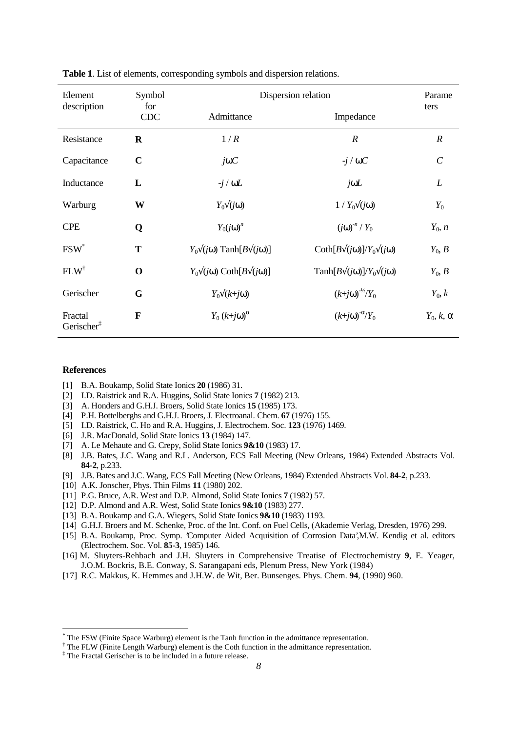**Table 1**. List of elements, corresponding symbols and dispersion relations.

| Element description | Symbol for CDC | Dispersion relation | | Parameters |
|---|---|---|---|---|
| | | Admittance | Impedance | |
| Resistance | **R** | $1 / R$ | $R$ | $R$ |
| Capacitance | **C** | $j\omega C$ | $-j / \omega C$ | $C$ |
| Inductance | **L** | $-j / \omega L$ | $j\omega L$ | $L$ |
| Warburg | **W** | $Y_0\sqrt{(j\omega)}$ | $1 / Y_0\sqrt{(j\omega)}$ | $Y_0$ |
| CPE | **Q** | $Y_0(j\omega)^n$ | $(j\omega)^{-n} / Y_0$ | $Y_0, n$ |
| FSW* | **T** | $Y_0\sqrt{(j\omega)}\ \mathrm{Tanh}[B\sqrt{(j\omega)}]$ | $\mathrm{Coth}[B\sqrt{(j\omega)}]/Y_0\sqrt{(j\omega)}$ | $Y_0, B$ |
| FLW† | **O** | $Y_0\sqrt{(j\omega)}\ \mathrm{Coth}[B\sqrt{(j\omega)}]$ | $\mathrm{Tanh}[B\sqrt{(j\omega)}]/Y_0\sqrt{(j\omega)}$ | $Y_0, B$ |
| Gerischer | **G** | $Y_0\sqrt{(k+j\omega)}$ | $(k+j\omega)^{-½}/Y_0$ | $Y_0, k$ |
| Fractal Gerischer‡ | **F** | $Y_0\,(k+j\omega)^{\alpha}$ | $(k+j\omega)^{-\alpha}/Y_0$ | $Y_0, k, \alpha$ |

## References

[1] B.A. Boukamp, Solid State Ionics **20** (1986) 31.
[2] I.D. Raistrick and R.A. Huggins, Solid State Ionics **7** (1982) 213.
[3] A. Honders and G.H.J. Broers, Solid State Ionics **15** (1985) 173.
[4] P.H. Bottelberghs and G.H.J. Broers, J. Electroanal. Chem. **67** (1976) 155.
[5] I.D. Raistrick, C. Ho and R.A. Huggins, J. Electrochem. Soc. **123** (1976) 1469.
[6] J.R. MacDonald, Solid State Ionics **13** (1984) 147.
[7] A. Le Mehaute and G. Crepy, Solid State Ionics **9&10** (1983) 17.
[8] J.B. Bates, J.C. Wang and R.L. Anderson, ECS Fall Meeting (New Orleans, 1984) Extended Abstracts Vol. **84-2**, p.233.
[9] J.B. Bates and J.C. Wang, ECS Fall Meeting (New Orleans, 1984) Extended Abstracts Vol. **84-2**, p.233.
[10] A.K. Jonscher, Phys. Thin Films **11** (1980) 202.
[11] P.G. Bruce, A.R. West and D.P. Almond, Solid State Ionics **7** (1982) 57.
[12] D.P. Almond and A.R. West, Solid State Ionics **9&10** (1983) 277.
[13] B.A. Boukamp and G.A. Wiegers, Solid State Ionics **9&10** (1983) 1193.
[14] G.H.J. Broers and M. Schenke, Proc. of the Int. Conf. on Fuel Cells, (Akademie Verlag, Dresden, 1976) 299.
[15] B.A. Boukamp, Proc. Symp. 'Computer Aided Acquisition of Corrosion Data',M.W. Kendig et al. editors (Electrochem. Soc. Vol. **85-3**, 1985) 146.
[16] M. Sluyters-Rehbach and J.H. Sluyters in Comprehensive Treatise of Electrochemistry **9**, E. Yeager, J.O.M. Bockris, B.E. Conway, S. Sarangapani eds, Plenum Press, New York (1984)
[17] R.C. Makkus, K. Hemmes and J.H.W. de Wit, Ber. Bunsenges. Phys. Chem. **94**, (1990) 960.

---

* The FSW (Finite Space Warburg) element is the Tanh function in the admittance representation.

† The FLW (Finite Length Warburg) element is the Coth function in the admittance representation.

‡ The Fractal Gerischer is to be included in a future release.